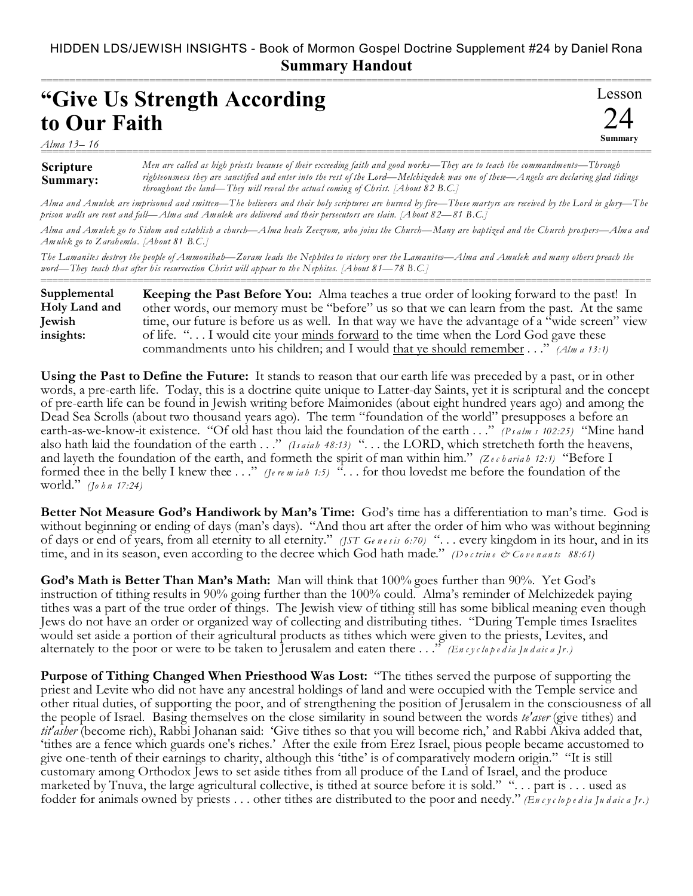HIDDEN LDS/JEWISH INSIGHTS - Book of Mormon Gospel Doctrine Supplement #24 by Daniel Rona

**Summary Handout**

# "Give Us Strength According to Our Faith

Lesson 24 **Summary**

*Alma 13– 16*

**Scripture Summary:**

*Men are called as high priests because of their exceeding faith and good works—They are to teach the commandments—Through righteousness they are sanctified and enter into the rest of the Lord—Melchizedek was one of these—Angels are declaring glad tidings throughout the land—They will reveal the actual coming of Christ. [About 82 B.C.]*

*Alma and Amulek are imprisoned and smitten—The believers and their holy scriptures are burned by fire—These martyrs are received by the Lord in glory—The prison walls are rent and fall—Alma and Amulek are delivered and their persecutors are slain. [About 82—81 B.C.]*

*Alma and Amulek go to Sidom and establish a church—Alma heals Zeezrom, who joins the Church—Many are baptized and the Church prospers—Alma and Amulek go to Zarahemla. [About 81 B.C.]*

*The Lamanites destroy the people of Ammonihah—Zoram leads the Nephites to victory over the Lamanites—Alma and Amulek and many others preach the word—They teach that after his resurrection Christ will appear to the Nephites. [About 81—78 B.C.]*

**Supplemental Holy Land and Jewish insights:**

**Keeping the Past Before You:** Alma teaches a true order of looking forward to the past! In other words, our memory must be "before" us so that we can learn from the past. At the same time, our future is before us as well. In that way we have the advantage of a "wide screen" view of life. ". . . I would cite your minds forward to the time when the Lord God gave these commandments unto his children; and I would that ye should remember . . ." *(Alma 13:1)*

**Using the Past to Define the Future:** It stands to reason that our earth life was preceded by a past, or in other words, a pre-earth life. Today, this is a doctrine quite unique to Latter-day Saints, yet it is scriptural and the concept of pre-earth life can be found in Jewish writing before Maimonides (about eight hundred years ago) and among the Dead Sea Scrolls (about two thousand years ago). The term "foundation of the world" presupposes a before an earth-as-we-know-it existence. "Of old hast thou laid the foundation of the earth . . ." *(Psalms 102:25)* "Mine hand also hath laid the foundation of the earth . . ." *(Isaiah 48:13)* ". . . the LORD, which stretcheth forth the heavens, and layeth the foundation of the earth, and formeth the spirit of man within him." *(Zechariah 12:1)* "Before I formed thee in the belly I knew thee . . ." *(Jeremiah 1:5)* ". . . for thou lovedst me before the foundation of the world." *(John 17:24)*

**Better Not Measure God's Handiwork by Man's Time:** God's time has a differentiation to man's time. God is without beginning or ending of days (man's days). "And thou art after the order of him who was without beginning of days or end of years, from all eternity to all eternity." *(JST Genesis 6:70)* ". . . every kingdom in its hour, and in its time, and in its season, even according to the decree which God hath made." *(Doctrine & Covenants 88:61)*

**God's Math is Better Than Man's Math:** Man will think that 100% goes further than 90%. Yet God's instruction of tithing results in 90% going further than the 100% could. Alma's reminder of Melchizedek paying tithes was a part of the true order of things. The Jewish view of tithing still has some biblical meaning even though Jews do not have an order or organized way of collecting and distributing tithes. "During Temple times Israelites would set aside a portion of their agricultural products as tithes which were given to the priests, Levites, and alternately to the poor or were to be taken to Jerusalem and eaten there . . ." *(Encyclopedia Judaica Jr.)*

**Purpose of Tithing Changed When Priesthood Was Lost:** "The tithes served the purpose of supporting the priest and Levite who did not have any ancestral holdings of land and were occupied with the Temple service and other ritual duties, of supporting the poor, and of strengthening the position of Jerusalem in the consciousness of all the people of Israel. Basing themselves on the close similarity in sound between the words *te'aser* (give tithes) and *tit'asher* (become rich), Rabbi Johanan said: 'Give tithes so that you will become rich,' and Rabbi Akiva added that, 'tithes are a fence which guards one's riches.' After the exile from Erez Israel, pious people became accustomed to give one-tenth of their earnings to charity, although this 'tithe' is of comparatively modern origin." "It is still customary among Orthodox Jews to set aside tithes from all produce of the Land of Israel, and the produce marketed by Tnuva, the large agricultural collective, is tithed at source before it is sold." ". . . part is . . . used as fodder for animals owned by priests . . . other tithes are distributed to the poor and needy." *(Encyclopedia Judaica Jr.)*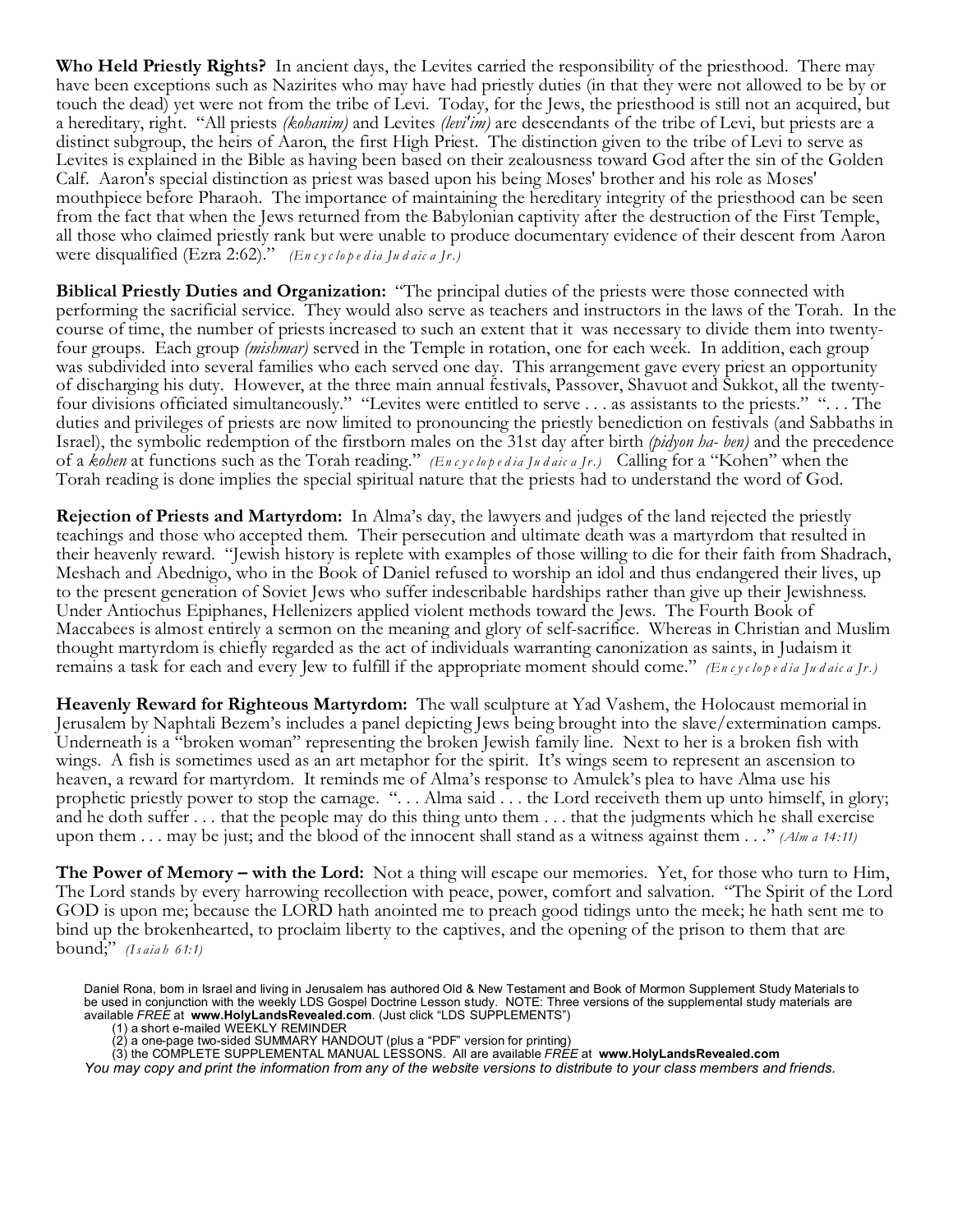**Who Held Priestly Rights?** In ancient days, the Levites carried the responsibility of the priesthood. There may have been exceptions such as Nazirites who may have had priestly duties (in that they were not allowed to be by or touch the dead) yet were not from the tribe of Levi. Today, for the Jews, the priesthood is still not an acquired, but a hereditary, right. "All priests *(kohanim)* and Levites *(levi'im)* are descendants of the tribe of Levi, but priests are a distinct subgroup, the heirs of Aaron, the first High Priest. The distinction given to the tribe of Levi to serve as Levites is explained in the Bible as having been based on their zealousness toward God after the sin of the Golden Calf. Aaron's special distinction as priest was based upon his being Moses' brother and his role as Moses' mouthpiece before Pharaoh. The importance of maintaining the hereditary integrity of the priesthood can be seen from the fact that when the Jews returned from the Babylonian captivity after the destruction of the First Temple, all those who claimed priestly rank but were unable to produce documentary evidence of their descent from Aaron were disqualified (Ezra 2:62)." *(Encyclopedia Judaica Jr.)*

**Biblical Priestly Duties and Organization:** "The principal duties of the priests were those connected with performing the sacrificial service. They would also serve as teachers and instructors in the laws of the Torah. In the course of time, the number of priests increased to such an extent that it was necessary to divide them into twenty-four groups. Each group *(mishmar)* served in the Temple in rotation, one for each week. In addition, each group was subdivided into several families who each served one day. This arrangement gave every priest an opportunity of discharging his duty. However, at the three main annual festivals, Passover, Shavuot and Sukkot, all the twenty-four divisions officiated simultaneously." "Levites were entitled to serve . . . as assistants to the priests." ". . . The duties and privileges of priests are now limited to pronouncing the priestly benediction on festivals (and Sabbaths in Israel), the symbolic redemption of the firstborn males on the 31st day after birth *(pidyon ha- ben)* and the precedence of a *kohen* at functions such as the Torah reading." *(Encyclopedia Judaica Jr.)* Calling for a "Kohen" when the Torah reading is done implies the special spiritual nature that the priests had to understand the word of God.

**Rejection of Priests and Martyrdom:** In Alma's day, the lawyers and judges of the land rejected the priestly teachings and those who accepted them. Their persecution and ultimate death was a martyrdom that resulted in their heavenly reward. "Jewish history is replete with examples of those willing to die for their faith from Shadrach, Meshach and Abednigo, who in the Book of Daniel refused to worship an idol and thus endangered their lives, up to the present generation of Soviet Jews who suffer indescribable hardships rather than give up their Jewishness. Under Antiochus Epiphanes, Hellenizers applied violent methods toward the Jews. The Fourth Book of Maccabees is almost entirely a sermon on the meaning and glory of self-sacrifice. Whereas in Christian and Muslim thought martyrdom is chiefly regarded as the act of individuals warranting canonization as saints, in Judaism it remains a task for each and every Jew to fulfill if the appropriate moment should come." *(Encyclopedia Judaica Jr.)*

**Heavenly Reward for Righteous Martyrdom:** The wall sculpture at Yad Vashem, the Holocaust memorial in Jerusalem by Naphtali Bezem's includes a panel depicting Jews being brought into the slave/extermination camps. Underneath is a "broken woman" representing the broken Jewish family line. Next to her is a broken fish with wings. A fish is sometimes used as an art metaphor for the spirit. It's wings seem to represent an ascension to heaven, a reward for martyrdom. It reminds me of Alma's response to Amulek's plea to have Alma use his prophetic priestly power to stop the carnage. ". . . Alma said . . . the Lord receiveth them up unto himself, in glory; and he doth suffer . . . that the people may do this thing unto them . . . that the judgments which he shall exercise upon them . . . may be just; and the blood of the innocent shall stand as a witness against them . . ." *(Alma 14:11)*

**The Power of Memory – with the Lord:** Not a thing will escape our memories. Yet, for those who turn to Him, The Lord stands by every harrowing recollection with peace, power, comfort and salvation. "The Spirit of the Lord GOD is upon me; because the LORD hath anointed me to preach good tidings unto the meek; he hath sent me to bind up the brokenhearted, to proclaim liberty to the captives, and the opening of the prison to them that are bound;" *(Isaiah 61:1)*

Daniel Rona, born in Israel and living in Jerusalem has authored Old & New Testament and Book of Mormon Supplement Study Materials to be used in conjunction with the weekly LDS Gospel Doctrine Lesson study. NOTE: Three versions of the supplemental study materials are available *FREE* at **www.HolyLandsRevealed.com**. (Just click "LDS SUPPLEMENTS")

(1) a short e-mailed WEEKLY REMINDER
(2) a one-page two-sided SUMMARY HANDOUT (plus a "PDF" version for printing)
(3) the COMPLETE SUPPLEMENTAL MANUAL LESSONS. All are available *FREE* at **www.HolyLandsRevealed.com**

*You may copy and print the information from any of the website versions to distribute to your class members and friends.*